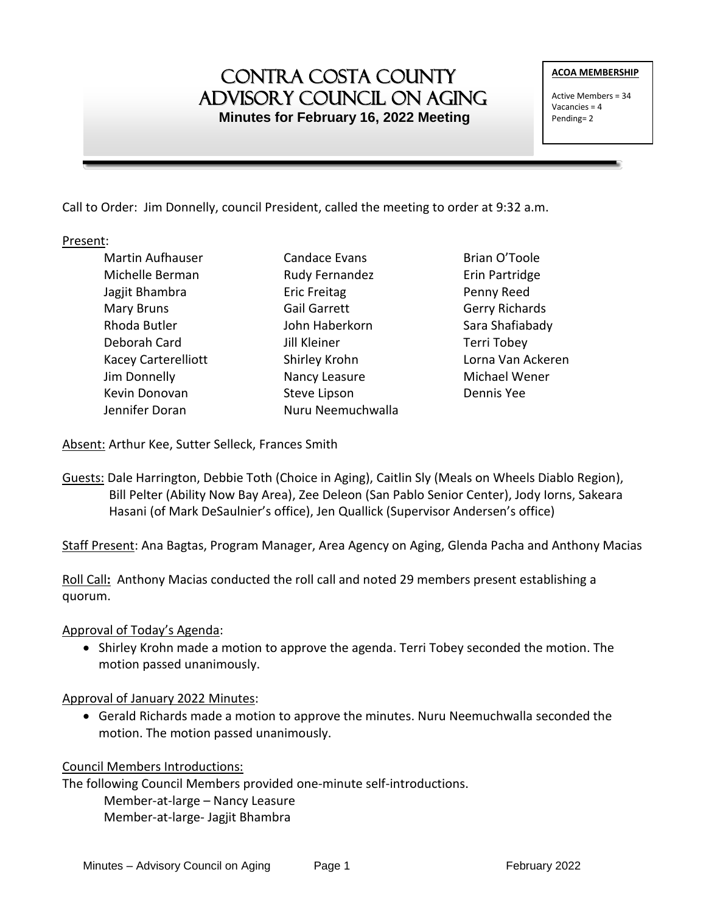# Contra Costa County Advisory Council on Aging

**Minutes for February 16, 2022 Meeting**

**ACOA MEMBERSHIP**

Active Members = 34
Vacancies = 4
Pending= 2

Call to Order: Jim Donnelly, council President, called the meeting to order at 9:32 a.m.

Present:

Martin Aufhauser
Michelle Berman
Jagjit Bhambra
Mary Bruns
Rhoda Butler
Deborah Card
Kacey Carterelliott
Jim Donnelly
Kevin Donovan
Jennifer Doran
Candace Evans
Rudy Fernandez
Eric Freitag
Gail Garrett
John Haberkorn
Jill Kleiner
Shirley Krohn
Nancy Leasure
Steve Lipson
Nuru Neemuchwalla
Brian O'Toole
Erin Partridge
Penny Reed
Gerry Richards
Sara Shafiabady
Terri Tobey
Lorna Van Ackeren
Michael Wener
Dennis Yee

Absent: Arthur Kee, Sutter Selleck, Frances Smith

Guests: Dale Harrington, Debbie Toth (Choice in Aging), Caitlin Sly (Meals on Wheels Diablo Region), Bill Pelter (Ability Now Bay Area), Zee Deleon (San Pablo Senior Center), Jody Iorns, Sakeara Hasani (of Mark DeSaulnier's office), Jen Quallick (Supervisor Andersen's office)

Staff Present: Ana Bagtas, Program Manager, Area Agency on Aging, Glenda Pacha and Anthony Macias

Roll Call**:** Anthony Macias conducted the roll call and noted 29 members present establishing a quorum.

Approval of Today's Agenda:

- Shirley Krohn made a motion to approve the agenda. Terri Tobey seconded the motion. The motion passed unanimously.

Approval of January 2022 Minutes:

- Gerald Richards made a motion to approve the minutes. Nuru Neemuchwalla seconded the motion. The motion passed unanimously.

Council Members Introductions:

The following Council Members provided one-minute self-introductions.

Member-at-large – Nancy Leasure
Member-at-large- Jagjit Bhambra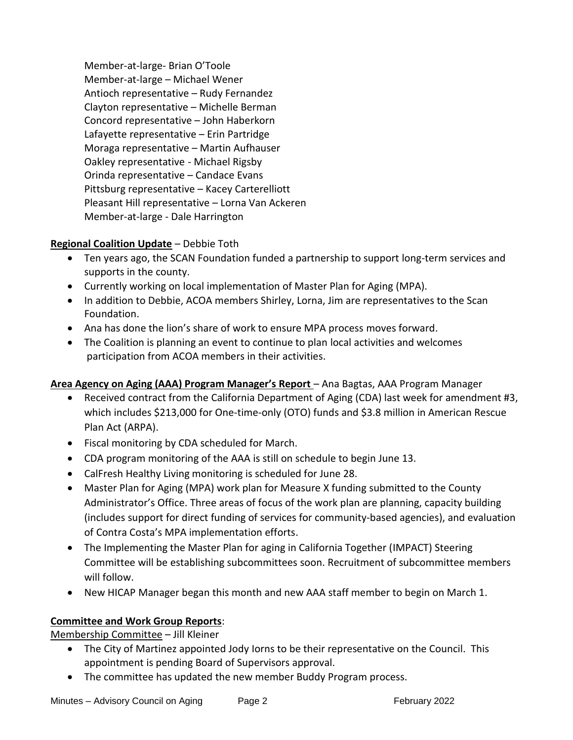Member-at-large- Brian O'Toole
Member-at-large – Michael Wener
Antioch representative – Rudy Fernandez
Clayton representative – Michelle Berman
Concord representative – John Haberkorn
Lafayette representative – Erin Partridge
Moraga representative – Martin Aufhauser
Oakley representative - Michael Rigsby
Orinda representative – Candace Evans
Pittsburg representative – Kacey Carterelliott
Pleasant Hill representative – Lorna Van Ackeren
Member-at-large - Dale Harrington

**Regional Coalition Update** – Debbie Toth

- Ten years ago, the SCAN Foundation funded a partnership to support long-term services and supports in the county.
- Currently working on local implementation of Master Plan for Aging (MPA).
- In addition to Debbie, ACOA members Shirley, Lorna, Jim are representatives to the Scan Foundation.
- Ana has done the lion's share of work to ensure MPA process moves forward.
- The Coalition is planning an event to continue to plan local activities and welcomes participation from ACOA members in their activities.

**Area Agency on Aging (AAA) Program Manager's Report** – Ana Bagtas, AAA Program Manager

- Received contract from the California Department of Aging (CDA) last week for amendment #3, which includes $213,000 for One-time-only (OTO) funds and $3.8 million in American Rescue Plan Act (ARPA).
- Fiscal monitoring by CDA scheduled for March.
- CDA program monitoring of the AAA is still on schedule to begin June 13.
- CalFresh Healthy Living monitoring is scheduled for June 28.
- Master Plan for Aging (MPA) work plan for Measure X funding submitted to the County Administrator's Office. Three areas of focus of the work plan are planning, capacity building (includes support for direct funding of services for community-based agencies), and evaluation of Contra Costa's MPA implementation efforts.
- The Implementing the Master Plan for aging in California Together (IMPACT) Steering Committee will be establishing subcommittees soon. Recruitment of subcommittee members will follow.
- New HICAP Manager began this month and new AAA staff member to begin on March 1.

**Committee and Work Group Reports**:

Membership Committee – Jill Kleiner

- The City of Martinez appointed Jody Iorns to be their representative on the Council. This appointment is pending Board of Supervisors approval.
- The committee has updated the new member Buddy Program process.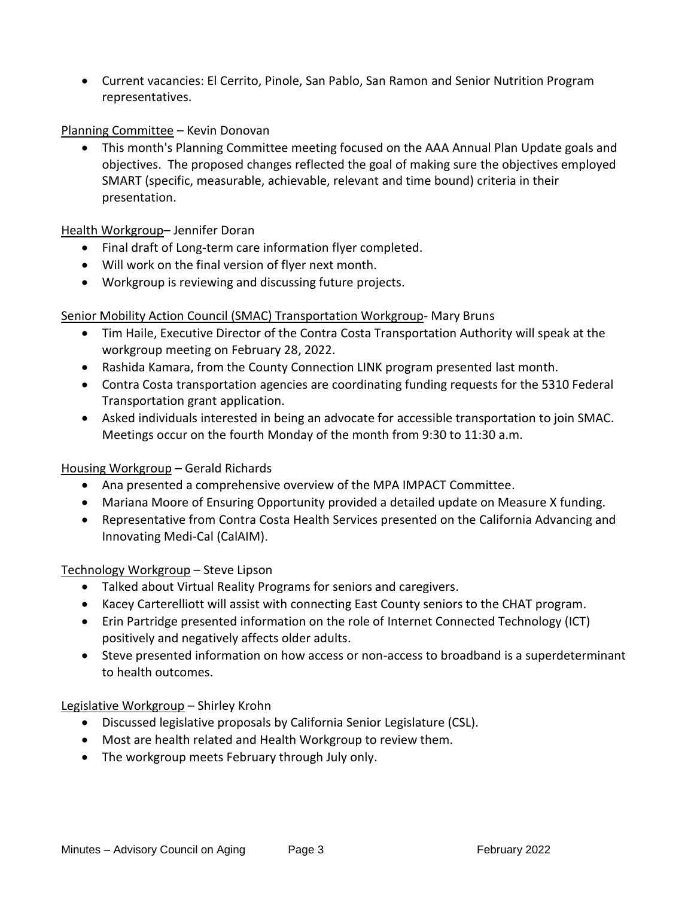- Current vacancies: El Cerrito, Pinole, San Pablo, San Ramon and Senior Nutrition Program representatives.

Planning Committee – Kevin Donovan

- This month's Planning Committee meeting focused on the AAA Annual Plan Update goals and objectives. The proposed changes reflected the goal of making sure the objectives employed SMART (specific, measurable, achievable, relevant and time bound) criteria in their presentation.

Health Workgroup– Jennifer Doran

- Final draft of Long-term care information flyer completed.
- Will work on the final version of flyer next month.
- Workgroup is reviewing and discussing future projects.

Senior Mobility Action Council (SMAC) Transportation Workgroup- Mary Bruns

- Tim Haile, Executive Director of the Contra Costa Transportation Authority will speak at the workgroup meeting on February 28, 2022.
- Rashida Kamara, from the County Connection LINK program presented last month.
- Contra Costa transportation agencies are coordinating funding requests for the 5310 Federal Transportation grant application.
- Asked individuals interested in being an advocate for accessible transportation to join SMAC. Meetings occur on the fourth Monday of the month from 9:30 to 11:30 a.m.

Housing Workgroup – Gerald Richards

- Ana presented a comprehensive overview of the MPA IMPACT Committee.
- Mariana Moore of Ensuring Opportunity provided a detailed update on Measure X funding.
- Representative from Contra Costa Health Services presented on the California Advancing and Innovating Medi-Cal (CalAIM).

Technology Workgroup – Steve Lipson

- Talked about Virtual Reality Programs for seniors and caregivers.
- Kacey Carterelliott will assist with connecting East County seniors to the CHAT program.
- Erin Partridge presented information on the role of Internet Connected Technology (ICT) positively and negatively affects older adults.
- Steve presented information on how access or non-access to broadband is a superdeterminant to health outcomes.

Legislative Workgroup – Shirley Krohn

- Discussed legislative proposals by California Senior Legislature (CSL).
- Most are health related and Health Workgroup to review them.
- The workgroup meets February through July only.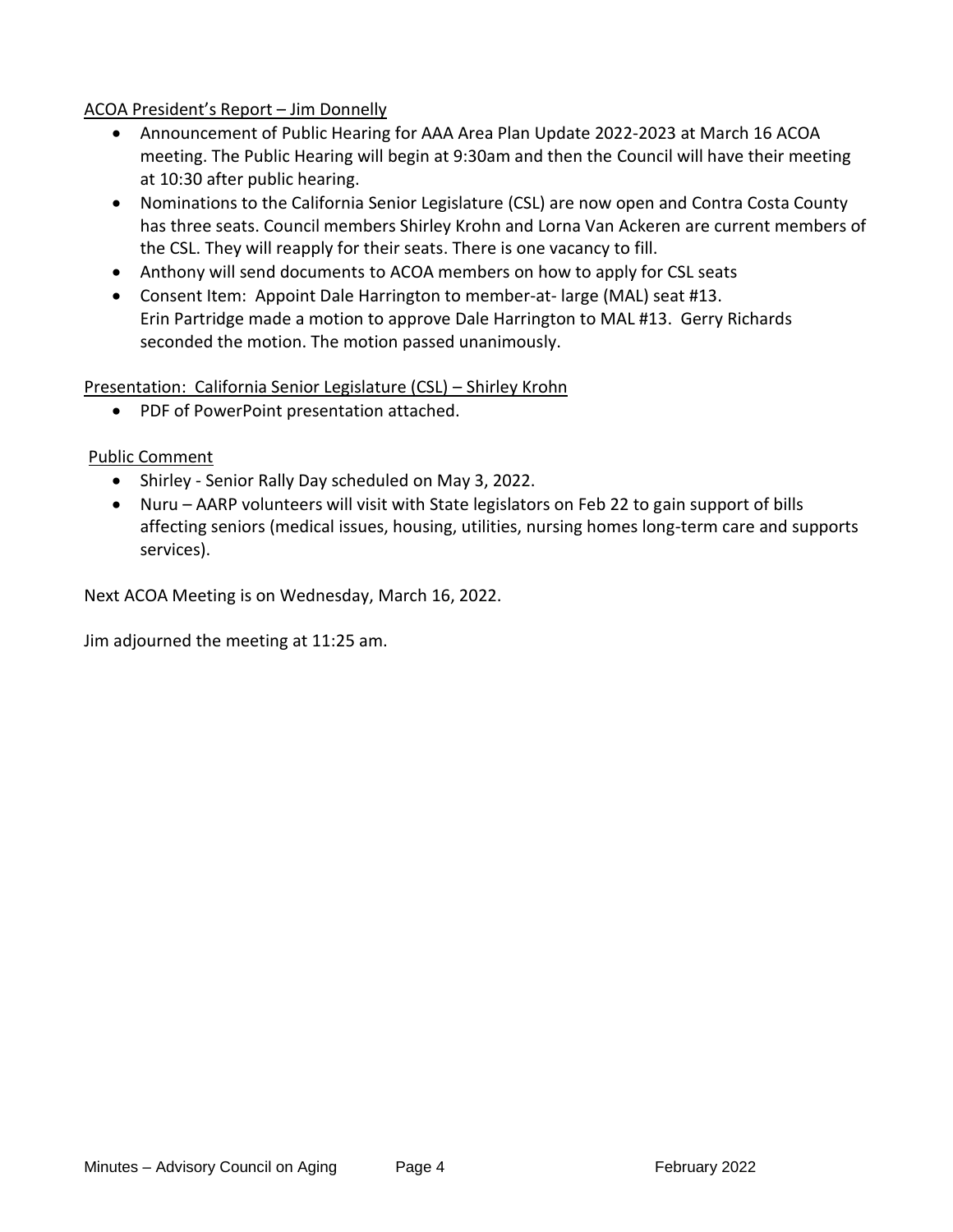ACOA President's Report – Jim Donnelly

- Announcement of Public Hearing for AAA Area Plan Update 2022-2023 at March 16 ACOA meeting. The Public Hearing will begin at 9:30am and then the Council will have their meeting at 10:30 after public hearing.
- Nominations to the California Senior Legislature (CSL) are now open and Contra Costa County has three seats. Council members Shirley Krohn and Lorna Van Ackeren are current members of the CSL. They will reapply for their seats. There is one vacancy to fill.
- Anthony will send documents to ACOA members on how to apply for CSL seats
- Consent Item: Appoint Dale Harrington to member-at- large (MAL) seat #13.
  Erin Partridge made a motion to approve Dale Harrington to MAL #13. Gerry Richards seconded the motion. The motion passed unanimously.

Presentation: California Senior Legislature (CSL) – Shirley Krohn

- PDF of PowerPoint presentation attached.

Public Comment

- Shirley - Senior Rally Day scheduled on May 3, 2022.
- Nuru – AARP volunteers will visit with State legislators on Feb 22 to gain support of bills affecting seniors (medical issues, housing, utilities, nursing homes long-term care and supports services).

Next ACOA Meeting is on Wednesday, March 16, 2022.

Jim adjourned the meeting at 11:25 am.